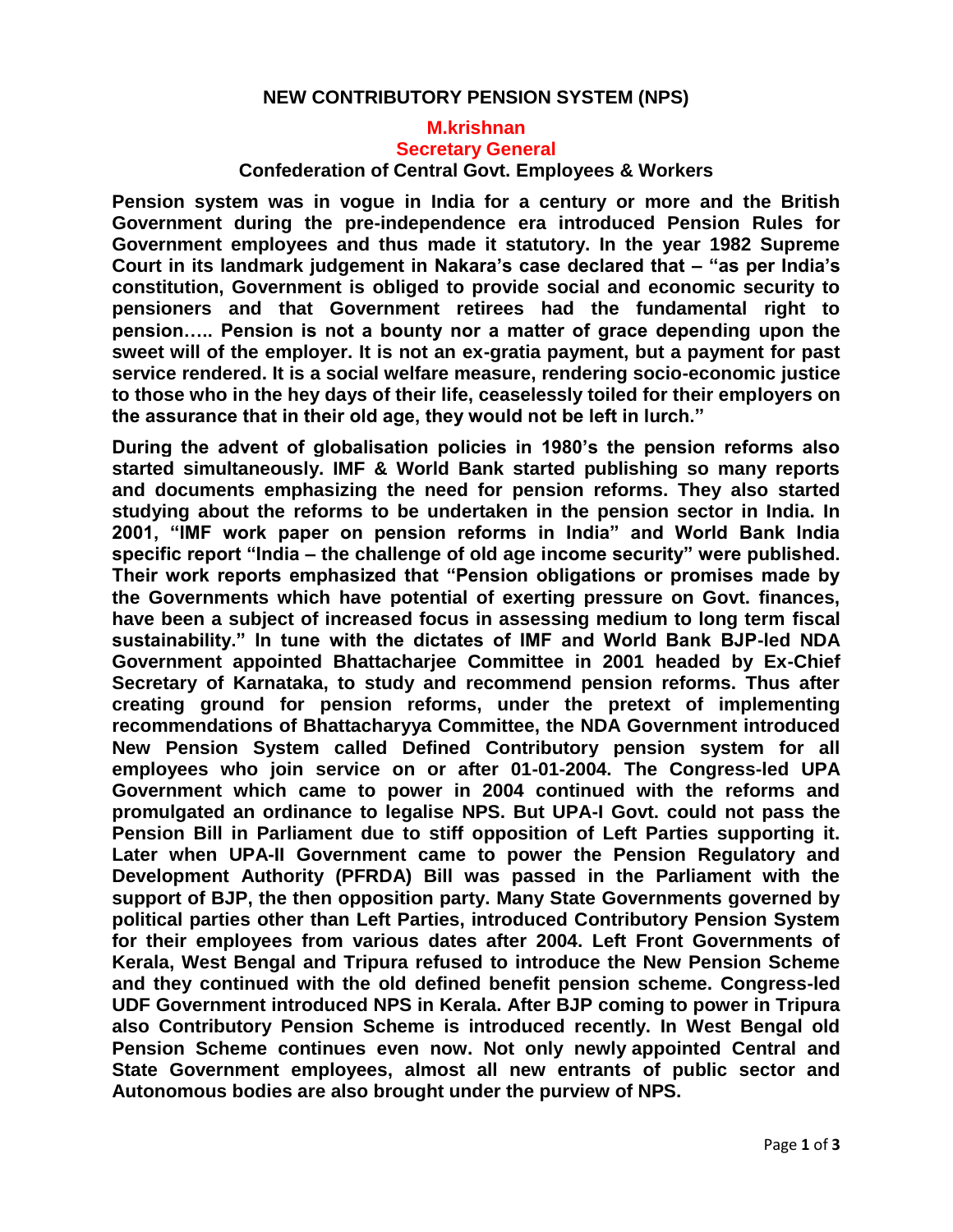# NEW CONTRIBUTORY PENSION SYSTEM (NPS)

**M.krishnan**
**Secretary General**
**Confederation of Central Govt. Employees & Workers**

**Pension system was in vogue in India for a century or more and the British Government during the pre-independence era introduced Pension Rules for Government employees and thus made it statutory. In the year 1982 Supreme Court in its landmark judgement in Nakara's case declared that – "as per India's constitution, Government is obliged to provide social and economic security to pensioners and that Government retirees had the fundamental right to pension….. Pension is not a bounty nor a matter of grace depending upon the sweet will of the employer. It is not an ex-gratia payment, but a payment for past service rendered. It is a social welfare measure, rendering socio-economic justice to those who in the hey days of their life, ceaselessly toiled for their employers on the assurance that in their old age, they would not be left in lurch."**

**During the advent of globalisation policies in 1980's the pension reforms also started simultaneously. IMF & World Bank started publishing so many reports and documents emphasizing the need for pension reforms. They also started studying about the reforms to be undertaken in the pension sector in India. In 2001, "IMF work paper on pension reforms in India" and World Bank India specific report "India – the challenge of old age income security" were published. Their work reports emphasized that "Pension obligations or promises made by the Governments which have potential of exerting pressure on Govt. finances, have been a subject of increased focus in assessing medium to long term fiscal sustainability." In tune with the dictates of IMF and World Bank BJP-led NDA Government appointed Bhattacharjee Committee in 2001 headed by Ex-Chief Secretary of Karnataka, to study and recommend pension reforms. Thus after creating ground for pension reforms, under the pretext of implementing recommendations of Bhattacharyya Committee, the NDA Government introduced New Pension System called Defined Contributory pension system for all employees who join service on or after 01-01-2004. The Congress-led UPA Government which came to power in 2004 continued with the reforms and promulgated an ordinance to legalise NPS. But UPA-I Govt. could not pass the Pension Bill in Parliament due to stiff opposition of Left Parties supporting it. Later when UPA-II Government came to power the Pension Regulatory and Development Authority (PFRDA) Bill was passed in the Parliament with the support of BJP, the then opposition party. Many State Governments governed by political parties other than Left Parties, introduced Contributory Pension System for their employees from various dates after 2004. Left Front Governments of Kerala, West Bengal and Tripura refused to introduce the New Pension Scheme and they continued with the old defined benefit pension scheme. Congress-led UDF Government introduced NPS in Kerala. After BJP coming to power in Tripura also Contributory Pension Scheme is introduced recently. In West Bengal old Pension Scheme continues even now. Not only newly appointed Central and State Government employees, almost all new entrants of public sector and Autonomous bodies are also brought under the purview of NPS.**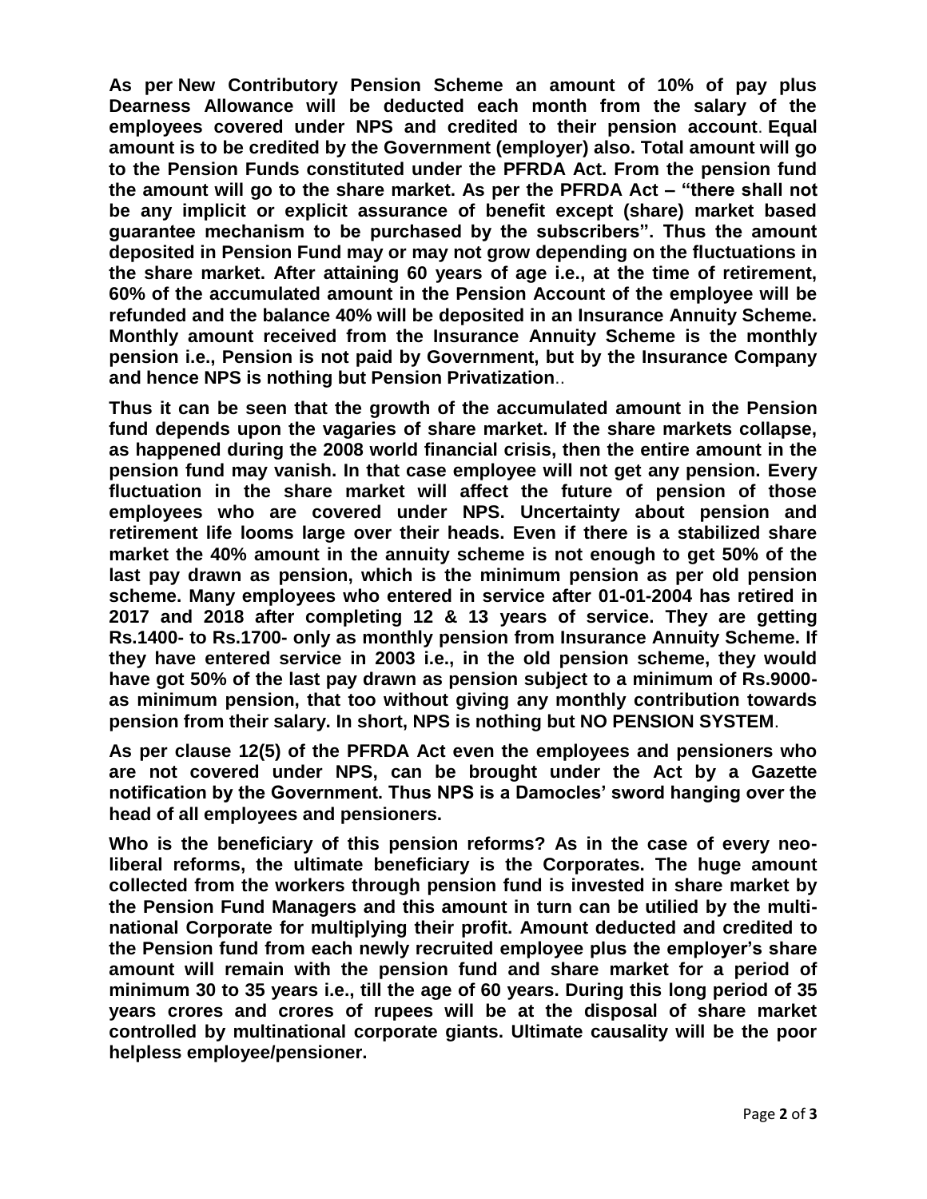**As per New Contributory Pension Scheme an amount of 10% of pay plus Dearness Allowance will be deducted each month from the salary of the employees covered under NPS and credited to their pension account. Equal amount is to be credited by the Government (employer) also. Total amount will go to the Pension Funds constituted under the PFRDA Act. From the pension fund the amount will go to the share market. As per the PFRDA Act – "there shall not be any implicit or explicit assurance of benefit except (share) market based guarantee mechanism to be purchased by the subscribers". Thus the amount deposited in Pension Fund may or may not grow depending on the fluctuations in the share market. After attaining 60 years of age i.e., at the time of retirement, 60% of the accumulated amount in the Pension Account of the employee will be refunded and the balance 40% will be deposited in an Insurance Annuity Scheme. Monthly amount received from the Insurance Annuity Scheme is the monthly pension i.e., Pension is not paid by Government, but by the Insurance Company and hence NPS is nothing but Pension Privatization..**

**Thus it can be seen that the growth of the accumulated amount in the Pension fund depends upon the vagaries of share market. If the share markets collapse, as happened during the 2008 world financial crisis, then the entire amount in the pension fund may vanish. In that case employee will not get any pension. Every fluctuation in the share market will affect the future of pension of those employees who are covered under NPS. Uncertainty about pension and retirement life looms large over their heads. Even if there is a stabilized share market the 40% amount in the annuity scheme is not enough to get 50% of the last pay drawn as pension, which is the minimum pension as per old pension scheme. Many employees who entered in service after 01-01-2004 has retired in 2017 and 2018 after completing 12 & 13 years of service. They are getting Rs.1400- to Rs.1700- only as monthly pension from Insurance Annuity Scheme. If they have entered service in 2003 i.e., in the old pension scheme, they would have got 50% of the last pay drawn as pension subject to a minimum of Rs.9000- as minimum pension, that too without giving any monthly contribution towards pension from their salary. In short, NPS is nothing but NO PENSION SYSTEM.**

**As per clause 12(5) of the PFRDA Act even the employees and pensioners who are not covered under NPS, can be brought under the Act by a Gazette notification by the Government. Thus NPS is a Damocles' sword hanging over the head of all employees and pensioners.**

**Who is the beneficiary of this pension reforms? As in the case of every neo-liberal reforms, the ultimate beneficiary is the Corporates. The huge amount collected from the workers through pension fund is invested in share market by the Pension Fund Managers and this amount in turn can be utilied by the multi-national Corporate for multiplying their profit. Amount deducted and credited to the Pension fund from each newly recruited employee plus the employer's share amount will remain with the pension fund and share market for a period of minimum 30 to 35 years i.e., till the age of 60 years. During this long period of 35 years crores and crores of rupees will be at the disposal of share market controlled by multinational corporate giants. Ultimate causality will be the poor helpless employee/pensioner.**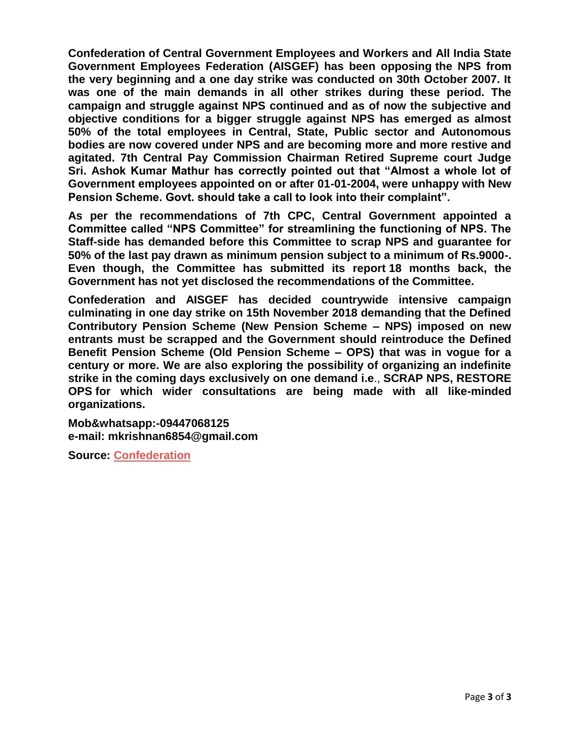**Confederation of Central Government Employees and Workers and All India State Government Employees Federation (AISGEF) has been opposing the NPS from the very beginning and a one day strike was conducted on 30th October 2007. It was one of the main demands in all other strikes during these period. The campaign and struggle against NPS continued and as of now the subjective and objective conditions for a bigger struggle against NPS has emerged as almost 50% of the total employees in Central, State, Public sector and Autonomous bodies are now covered under NPS and are becoming more and more restive and agitated. 7th Central Pay Commission Chairman Retired Supreme court Judge Sri. Ashok Kumar Mathur has correctly pointed out that "Almost a whole lot of Government employees appointed on or after 01-01-2004, were unhappy with New Pension Scheme. Govt. should take a call to look into their complaint".**

**As per the recommendations of 7th CPC, Central Government appointed a Committee called "NPS Committee" for streamlining the functioning of NPS. The Staff-side has demanded before this Committee to scrap NPS and guarantee for 50% of the last pay drawn as minimum pension subject to a minimum of Rs.9000-. Even though, the Committee has submitted its report 18 months back, the Government has not yet disclosed the recommendations of the Committee.**

**Confederation and AISGEF has decided countrywide intensive campaign culminating in one day strike on 15th November 2018 demanding that the Defined Contributory Pension Scheme (New Pension Scheme – NPS) imposed on new entrants must be scrapped and the Government should reintroduce the Defined Benefit Pension Scheme (Old Pension Scheme – OPS) that was in vogue for a century or more. We are also exploring the possibility of organizing an indefinite strike in the coming days exclusively on one demand i.e., SCRAP NPS, RESTORE OPS for which wider consultations are being made with all like-minded organizations.**

**Mob&whatsapp:-09447068125**
**e-mail: mkrishnan6854@gmail.com**

**Source: Confederation**